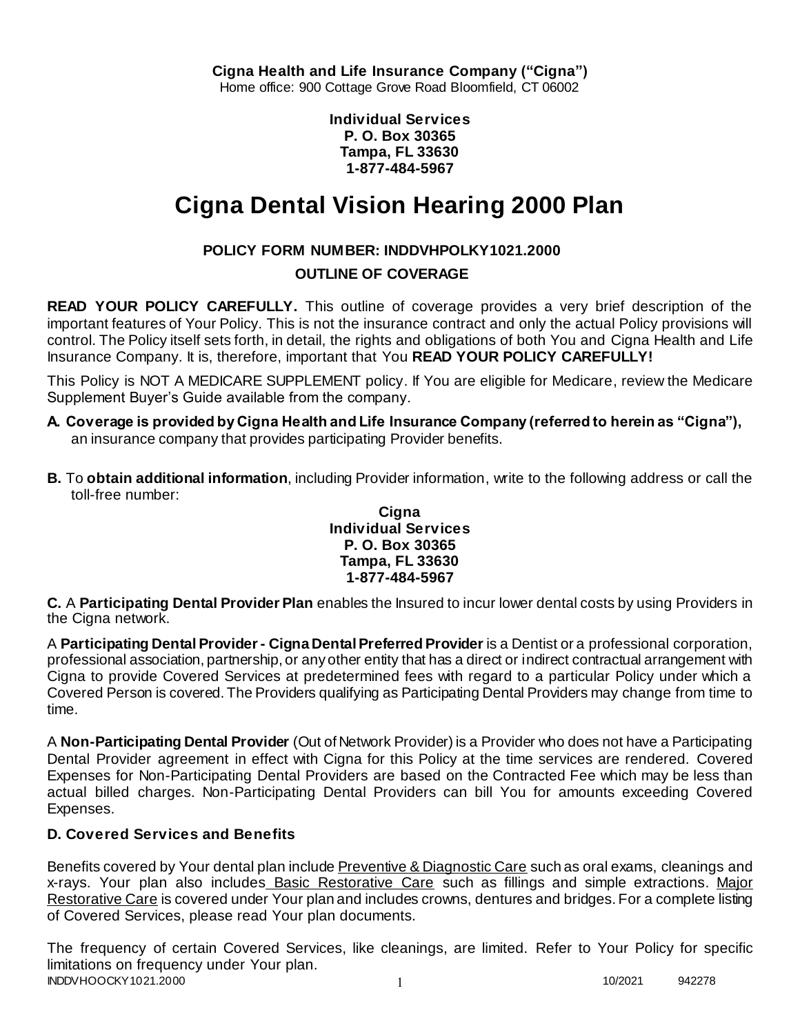**Cigna Health and Life Insurance Company ("Cigna")**
Home office: 900 Cottage Grove Road Bloomfield, CT 06002

**Individual Services**
**P. O. Box 30365**
**Tampa, FL 33630**
**1-877-484-5967**

# Cigna Dental Vision Hearing 2000 Plan

**POLICY FORM NUMBER: INDDVHPOLKY1021.2000**

**OUTLINE OF COVERAGE**

**READ YOUR POLICY CAREFULLY.** This outline of coverage provides a very brief description of the important features of Your Policy. This is not the insurance contract and only the actual Policy provisions will control. The Policy itself sets forth, in detail, the rights and obligations of both You and Cigna Health and Life Insurance Company. It is, therefore, important that You **READ YOUR POLICY CAREFULLY!**

This Policy is NOT A MEDICARE SUPPLEMENT policy. If You are eligible for Medicare, review the Medicare Supplement Buyer's Guide available from the company.

**A. Coverage is provided by Cigna Health and Life Insurance Company (referred to herein as "Cigna"),** an insurance company that provides participating Provider benefits.

**B.** To **obtain additional information**, including Provider information, write to the following address or call the toll-free number:

**Cigna**
**Individual Services**
**P. O. Box 30365**
**Tampa, FL 33630**
**1-877-484-5967**

**C.** A **Participating Dental Provider Plan** enables the Insured to incur lower dental costs by using Providers in the Cigna network.

A **Participating Dental Provider - Cigna Dental Preferred Provider** is a Dentist or a professional corporation, professional association, partnership, or any other entity that has a direct or indirect contractual arrangement with Cigna to provide Covered Services at predetermined fees with regard to a particular Policy under which a Covered Person is covered. The Providers qualifying as Participating Dental Providers may change from time to time.

A **Non-Participating Dental Provider** (Out of Network Provider) is a Provider who does not have a Participating Dental Provider agreement in effect with Cigna for this Policy at the time services are rendered. Covered Expenses for Non-Participating Dental Providers are based on the Contracted Fee which may be less than actual billed charges. Non-Participating Dental Providers can bill You for amounts exceeding Covered Expenses.

### D. Covered Services and Benefits

Benefits covered by Your dental plan include Preventive & Diagnostic Care such as oral exams, cleanings and x-rays. Your plan also includes Basic Restorative Care such as fillings and simple extractions. Major Restorative Care is covered under Your plan and includes crowns, dentures and bridges. For a complete listing of Covered Services, please read Your plan documents.

The frequency of certain Covered Services, like cleanings, are limited. Refer to Your Policy for specific limitations on frequency under Your plan.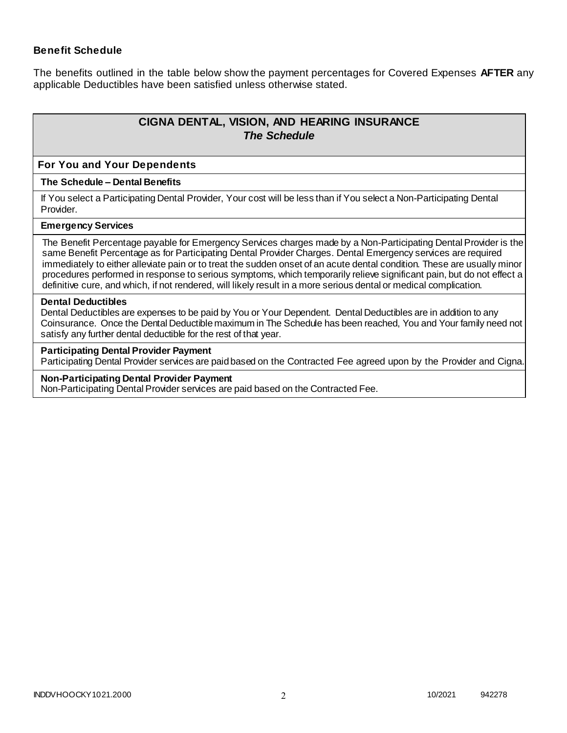## Benefit Schedule

The benefits outlined in the table below show the payment percentages for Covered Expenses **AFTER** any applicable Deductibles have been satisfied unless otherwise stated.

| CIGNA DENTAL, VISION, AND HEARING INSURANCE<br>*The Schedule* |
|---|
| **For You and Your Dependents** |
| **The Schedule – Dental Benefits** |
| If You select a Participating Dental Provider, Your cost will be less than if You select a Non-Participating Dental Provider. |
| **Emergency Services** |
| The Benefit Percentage payable for Emergency Services charges made by a Non-Participating Dental Provider is the same Benefit Percentage as for Participating Dental Provider Charges. Dental Emergency services are required immediately to either alleviate pain or to treat the sudden onset of an acute dental condition. These are usually minor procedures performed in response to serious symptoms, which temporarily relieve significant pain, but do not effect a definitive cure, and which, if not rendered, will likely result in a more serious dental or medical complication. |
| **Dental Deductibles**<br>Dental Deductibles are expenses to be paid by You or Your Dependent. Dental Deductibles are in addition to any Coinsurance. Once the Dental Deductible maximum in The Schedule has been reached, You and Your family need not satisfy any further dental deductible for the rest of that year. |
| **Participating Dental Provider Payment**<br>Participating Dental Provider services are paid based on the Contracted Fee agreed upon by the Provider and Cigna. |
| **Non-Participating Dental Provider Payment**<br>Non-Participating Dental Provider services are paid based on the Contracted Fee. |

INDDVHOOCKY1021.2000 10/2021 942278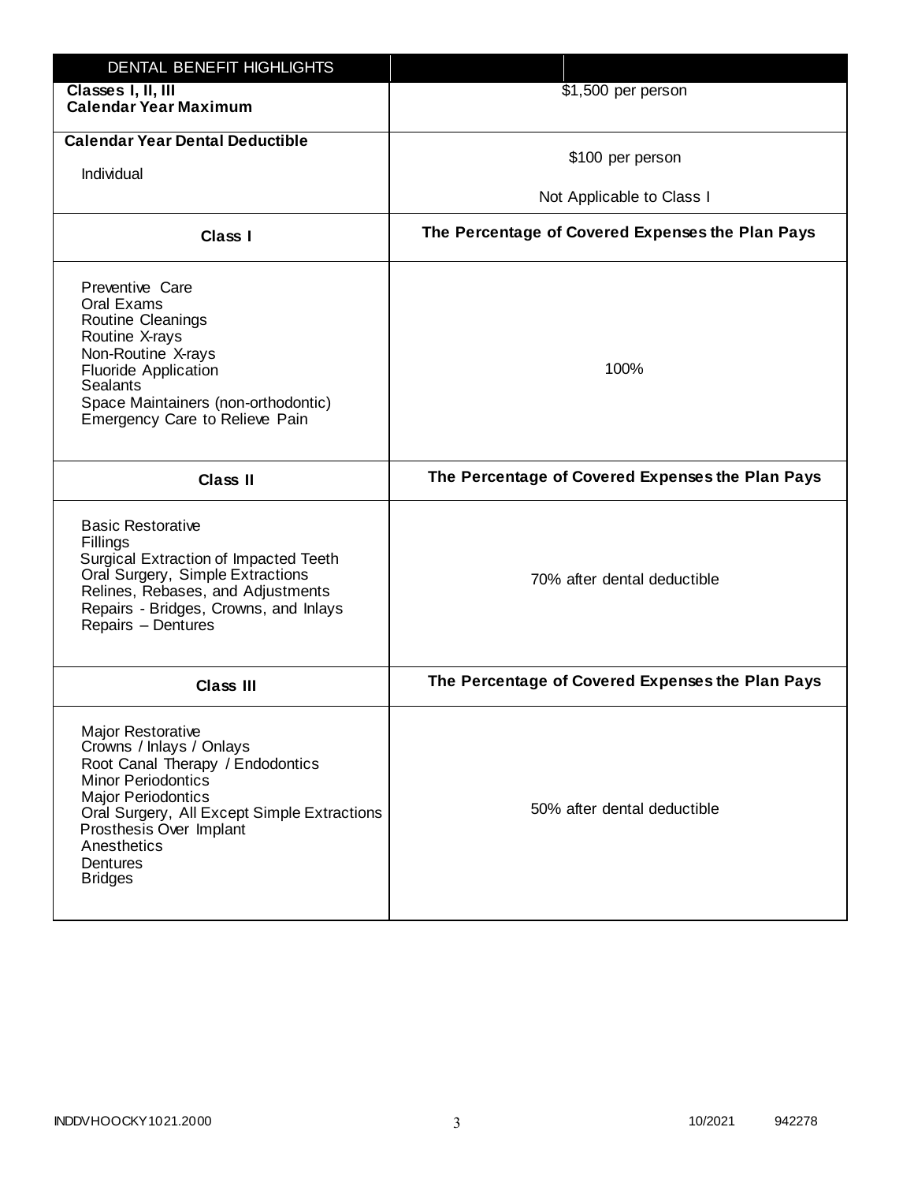| DENTAL BENEFIT HIGHLIGHTS | |
|---|---|
| **Classes I, II, III**<br>**Calendar Year Maximum** | $1,500 per person |
| **Calendar Year Dental Deductible**<br>Individual | $100 per person<br>Not Applicable to Class I |
| **Class I** | **The Percentage of Covered Expenses the Plan Pays** |
| Preventive Care<br>Oral Exams<br>Routine Cleanings<br>Routine X-rays<br>Non-Routine X-rays<br>Fluoride Application<br>Sealants<br>Space Maintainers (non-orthodontic)<br>Emergency Care to Relieve Pain | 100% |
| **Class II** | **The Percentage of Covered Expenses the Plan Pays** |
| Basic Restorative<br>Fillings<br>Surgical Extraction of Impacted Teeth<br>Oral Surgery, Simple Extractions<br>Relines, Rebases, and Adjustments<br>Repairs - Bridges, Crowns, and Inlays<br>Repairs – Dentures | 70% after dental deductible |
| **Class III** | **The Percentage of Covered Expenses the Plan Pays** |
| Major Restorative<br>Crowns / Inlays / Onlays<br>Root Canal Therapy / Endodontics<br>Minor Periodontics<br>Major Periodontics<br>Oral Surgery, All Except Simple Extractions<br>Prosthesis Over Implant<br>Anesthetics<br>Dentures<br>Bridges | 50% after dental deductible |

INDDVHOOCKY1021.2000 10/2021 942278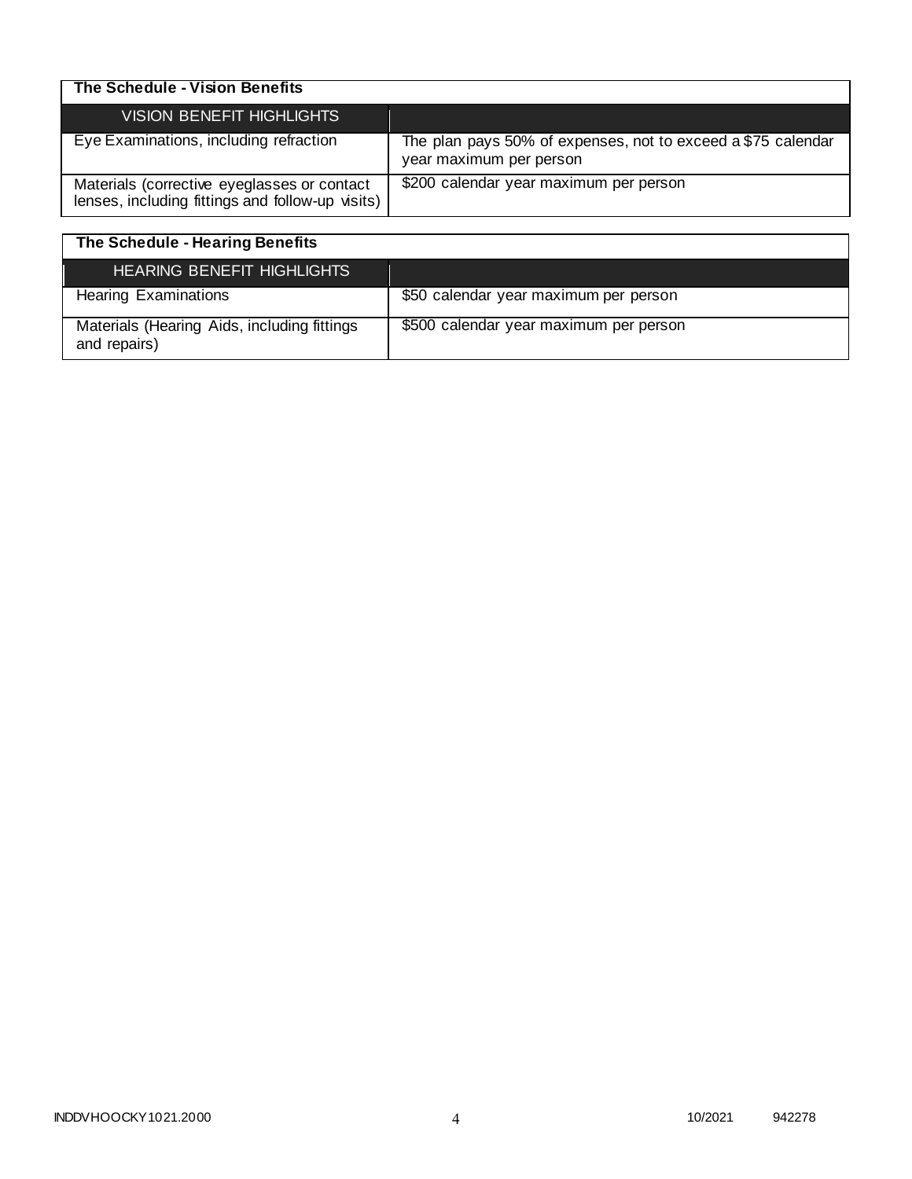**The Schedule - Vision Benefits**

| VISION BENEFIT HIGHLIGHTS | |
|---|---|
| Eye Examinations, including refraction | The plan pays 50% of expenses, not to exceed a $75 calendar year maximum per person |
| Materials (corrective eyeglasses or contact lenses, including fittings and follow-up visits) | $200 calendar year maximum per person |

**The Schedule - Hearing Benefits**

| HEARING BENEFIT HIGHLIGHTS | |
|---|---|
| Hearing Examinations | $50 calendar year maximum per person |
| Materials (Hearing Aids, including fittings and repairs) | $500 calendar year maximum per person |

INDDVHOOCKY1021.2000 10/2021 942278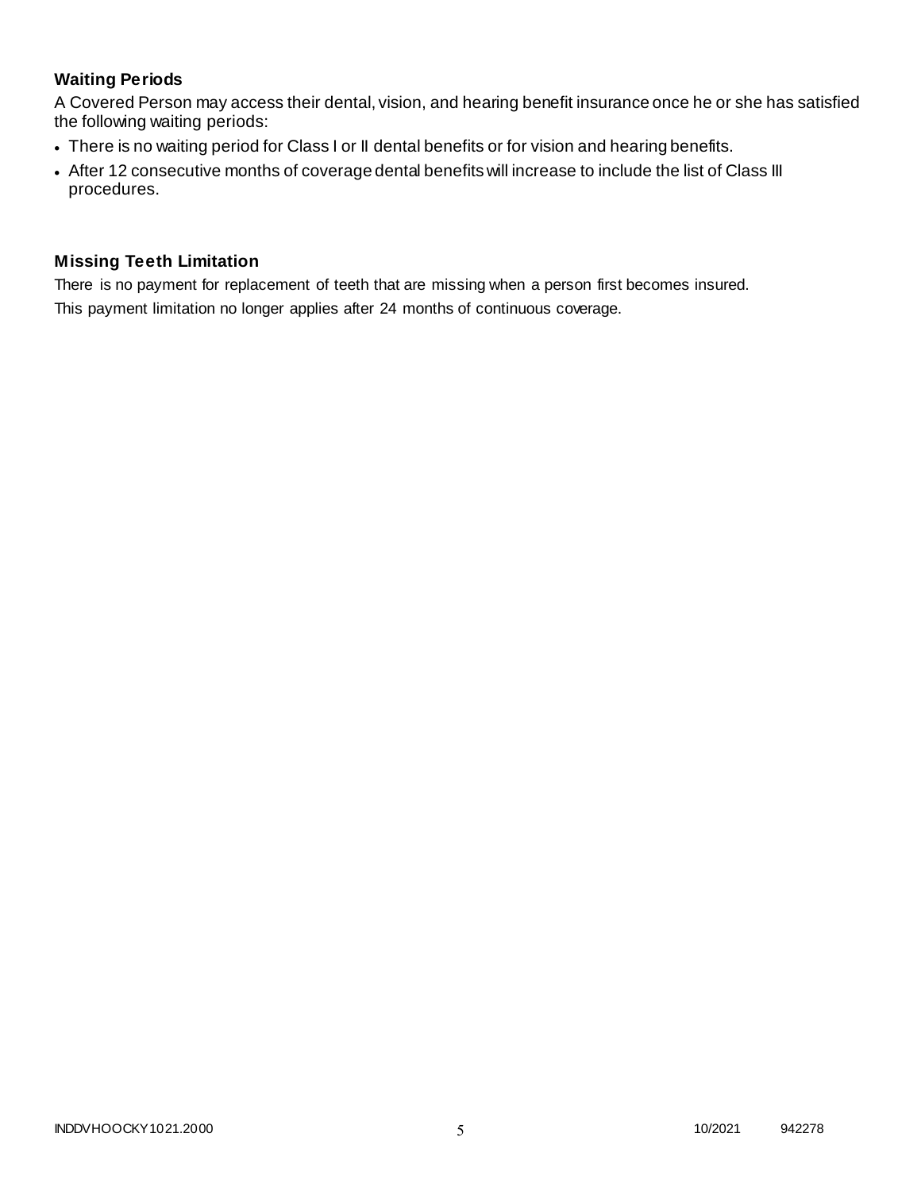### Waiting Periods

A Covered Person may access their dental, vision, and hearing benefit insurance once he or she has satisfied the following waiting periods:

- There is no waiting period for Class I or II dental benefits or for vision and hearing benefits.
- After 12 consecutive months of coverage dental benefits will increase to include the list of Class III procedures.

### Missing Teeth Limitation

There is no payment for replacement of teeth that are missing when a person first becomes insured.

This payment limitation no longer applies after 24 months of continuous coverage.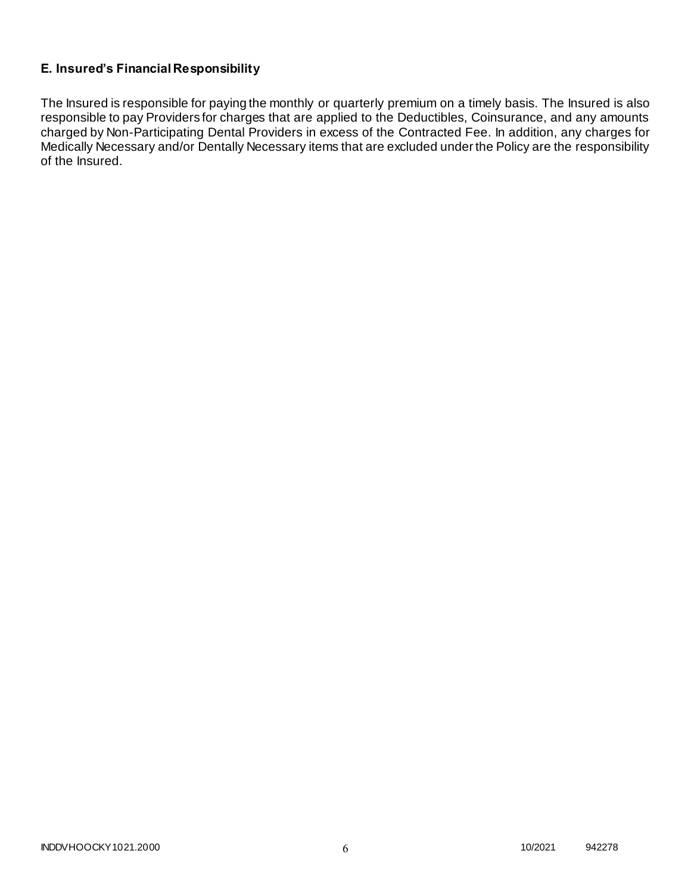### E. Insured's Financial Responsibility

The Insured is responsible for paying the monthly or quarterly premium on a timely basis. The Insured is also responsible to pay Providers for charges that are applied to the Deductibles, Coinsurance, and any amounts charged by Non-Participating Dental Providers in excess of the Contracted Fee. In addition, any charges for Medically Necessary and/or Dentally Necessary items that are excluded under the Policy are the responsibility of the Insured.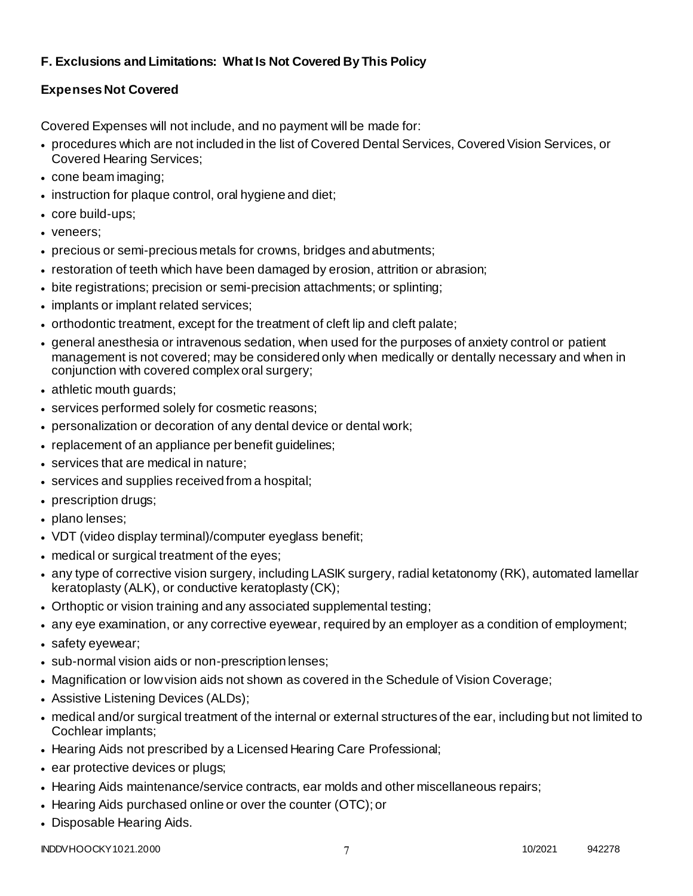## F. Exclusions and Limitations: What Is Not Covered By This Policy

### Expenses Not Covered

Covered Expenses will not include, and no payment will be made for:

- procedures which are not included in the list of Covered Dental Services, Covered Vision Services, or Covered Hearing Services;
- cone beam imaging;
- instruction for plaque control, oral hygiene and diet;
- core build-ups;
- veneers;
- precious or semi-precious metals for crowns, bridges and abutments;
- restoration of teeth which have been damaged by erosion, attrition or abrasion;
- bite registrations; precision or semi-precision attachments; or splinting;
- implants or implant related services;
- orthodontic treatment, except for the treatment of cleft lip and cleft palate;
- general anesthesia or intravenous sedation, when used for the purposes of anxiety control or patient management is not covered; may be considered only when medically or dentally necessary and when in conjunction with covered complex oral surgery;
- athletic mouth guards;
- services performed solely for cosmetic reasons;
- personalization or decoration of any dental device or dental work;
- replacement of an appliance per benefit guidelines;
- services that are medical in nature;
- services and supplies received from a hospital;
- prescription drugs;
- plano lenses;
- VDT (video display terminal)/computer eyeglass benefit;
- medical or surgical treatment of the eyes;
- any type of corrective vision surgery, including LASIK surgery, radial ketatonomy (RK), automated lamellar keratoplasty (ALK), or conductive keratoplasty (CK);
- Orthoptic or vision training and any associated supplemental testing;
- any eye examination, or any corrective eyewear, required by an employer as a condition of employment;
- safety eyewear;
- sub-normal vision aids or non-prescription lenses;
- Magnification or low vision aids not shown as covered in the Schedule of Vision Coverage;
- Assistive Listening Devices (ALDs);
- medical and/or surgical treatment of the internal or external structures of the ear, including but not limited to Cochlear implants;
- Hearing Aids not prescribed by a Licensed Hearing Care Professional;
- ear protective devices or plugs;
- Hearing Aids maintenance/service contracts, ear molds and other miscellaneous repairs;
- Hearing Aids purchased online or over the counter (OTC); or
- Disposable Hearing Aids.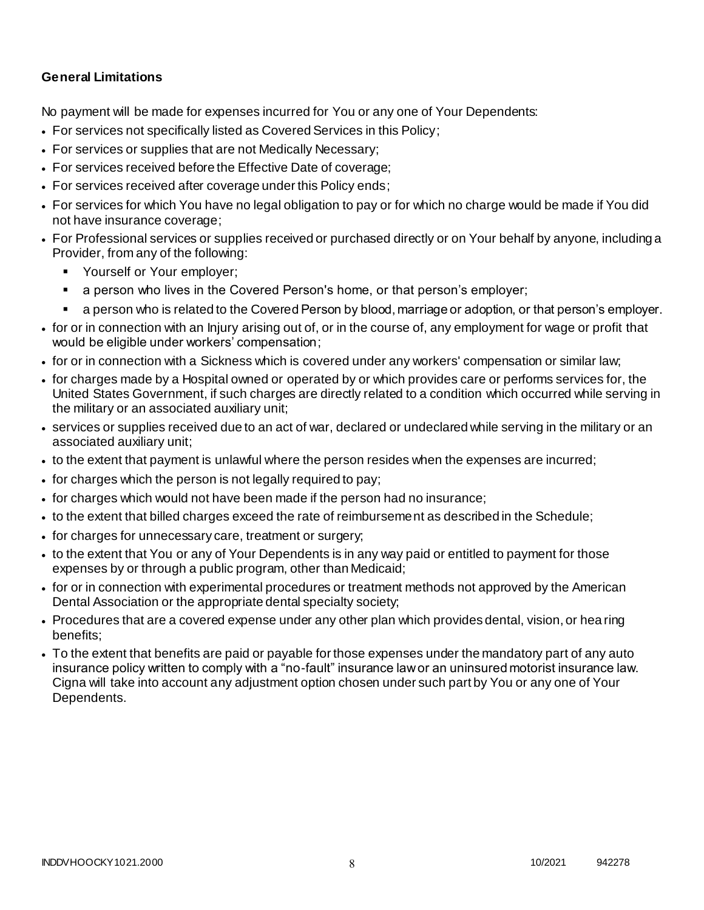**General Limitations**

No payment will be made for expenses incurred for You or any one of Your Dependents:

- For services not specifically listed as Covered Services in this Policy;
- For services or supplies that are not Medically Necessary;
- For services received before the Effective Date of coverage;
- For services received after coverage under this Policy ends;
- For services for which You have no legal obligation to pay or for which no charge would be made if You did not have insurance coverage;
- For Professional services or supplies received or purchased directly or on Your behalf by anyone, including a Provider, from any of the following:
  - Yourself or Your employer;
  - a person who lives in the Covered Person's home, or that person's employer;
  - a person who is related to the Covered Person by blood, marriage or adoption, or that person's employer.
- for or in connection with an Injury arising out of, or in the course of, any employment for wage or profit that would be eligible under workers' compensation;
- for or in connection with a Sickness which is covered under any workers' compensation or similar law;
- for charges made by a Hospital owned or operated by or which provides care or performs services for, the United States Government, if such charges are directly related to a condition which occurred while serving in the military or an associated auxiliary unit;
- services or supplies received due to an act of war, declared or undeclared while serving in the military or an associated auxiliary unit;
- to the extent that payment is unlawful where the person resides when the expenses are incurred;
- for charges which the person is not legally required to pay;
- for charges which would not have been made if the person had no insurance;
- to the extent that billed charges exceed the rate of reimbursement as described in the Schedule;
- for charges for unnecessary care, treatment or surgery;
- to the extent that You or any of Your Dependents is in any way paid or entitled to payment for those expenses by or through a public program, other than Medicaid;
- for or in connection with experimental procedures or treatment methods not approved by the American Dental Association or the appropriate dental specialty society;
- Procedures that are a covered expense under any other plan which provides dental, vision, or hearing benefits;
- To the extent that benefits are paid or payable for those expenses under the mandatory part of any auto insurance policy written to comply with a "no-fault" insurance law or an uninsured motorist insurance law. Cigna will take into account any adjustment option chosen under such part by You or any one of Your Dependents.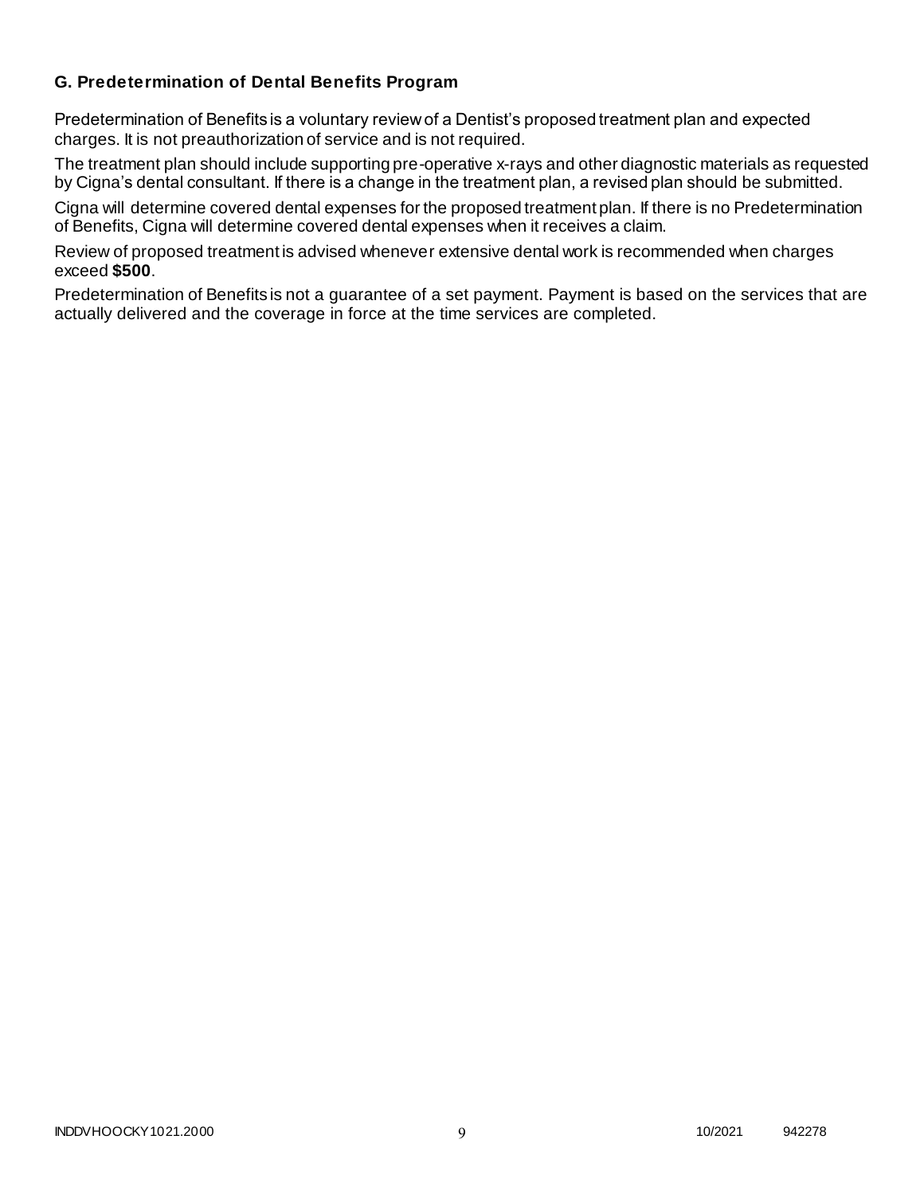### G. Predetermination of Dental Benefits Program

Predetermination of Benefits is a voluntary review of a Dentist's proposed treatment plan and expected charges. It is not preauthorization of service and is not required.

The treatment plan should include supporting pre-operative x-rays and other diagnostic materials as requested by Cigna's dental consultant. If there is a change in the treatment plan, a revised plan should be submitted.

Cigna will determine covered dental expenses for the proposed treatment plan. If there is no Predetermination of Benefits, Cigna will determine covered dental expenses when it receives a claim.

Review of proposed treatment is advised whenever extensive dental work is recommended when charges exceed **$500**.

Predetermination of Benefits is not a guarantee of a set payment. Payment is based on the services that are actually delivered and the coverage in force at the time services are completed.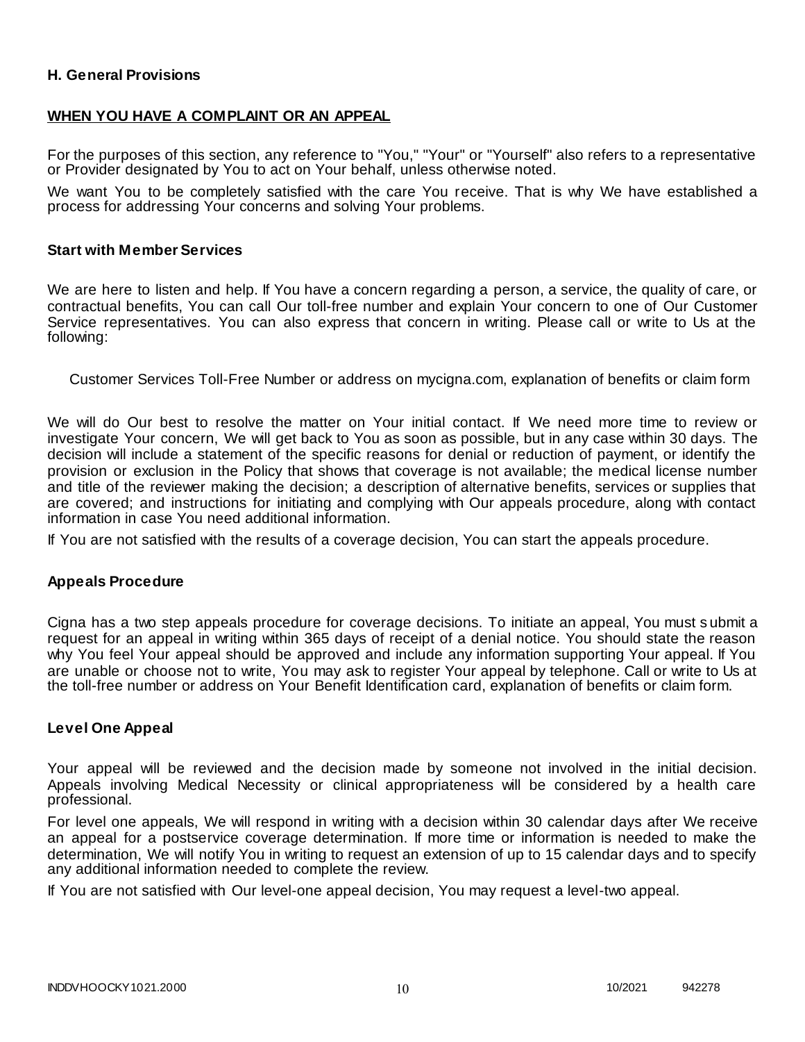### H. General Provisions

**WHEN YOU HAVE A COMPLAINT OR AN APPEAL**

For the purposes of this section, any reference to "You," "Your" or "Yourself" also refers to a representative or Provider designated by You to act on Your behalf, unless otherwise noted.

We want You to be completely satisfied with the care You receive. That is why We have established a process for addressing Your concerns and solving Your problems.

**Start with Member Services**

We are here to listen and help. If You have a concern regarding a person, a service, the quality of care, or contractual benefits, You can call Our toll-free number and explain Your concern to one of Our Customer Service representatives. You can also express that concern in writing. Please call or write to Us at the following:

Customer Services Toll-Free Number or address on mycigna.com, explanation of benefits or claim form

We will do Our best to resolve the matter on Your initial contact. If We need more time to review or investigate Your concern, We will get back to You as soon as possible, but in any case within 30 days. The decision will include a statement of the specific reasons for denial or reduction of payment, or identify the provision or exclusion in the Policy that shows that coverage is not available; the medical license number and title of the reviewer making the decision; a description of alternative benefits, services or supplies that are covered; and instructions for initiating and complying with Our appeals procedure, along with contact information in case You need additional information.

If You are not satisfied with the results of a coverage decision, You can start the appeals procedure.

**Appeals Procedure**

Cigna has a two step appeals procedure for coverage decisions. To initiate an appeal, You must submit a request for an appeal in writing within 365 days of receipt of a denial notice. You should state the reason why You feel Your appeal should be approved and include any information supporting Your appeal. If You are unable or choose not to write, You may ask to register Your appeal by telephone. Call or write to Us at the toll-free number or address on Your Benefit Identification card, explanation of benefits or claim form.

**Level One Appeal**

Your appeal will be reviewed and the decision made by someone not involved in the initial decision. Appeals involving Medical Necessity or clinical appropriateness will be considered by a health care professional.

For level one appeals, We will respond in writing with a decision within 30 calendar days after We receive an appeal for a postservice coverage determination. If more time or information is needed to make the determination, We will notify You in writing to request an extension of up to 15 calendar days and to specify any additional information needed to complete the review.

If You are not satisfied with Our level-one appeal decision, You may request a level-two appeal.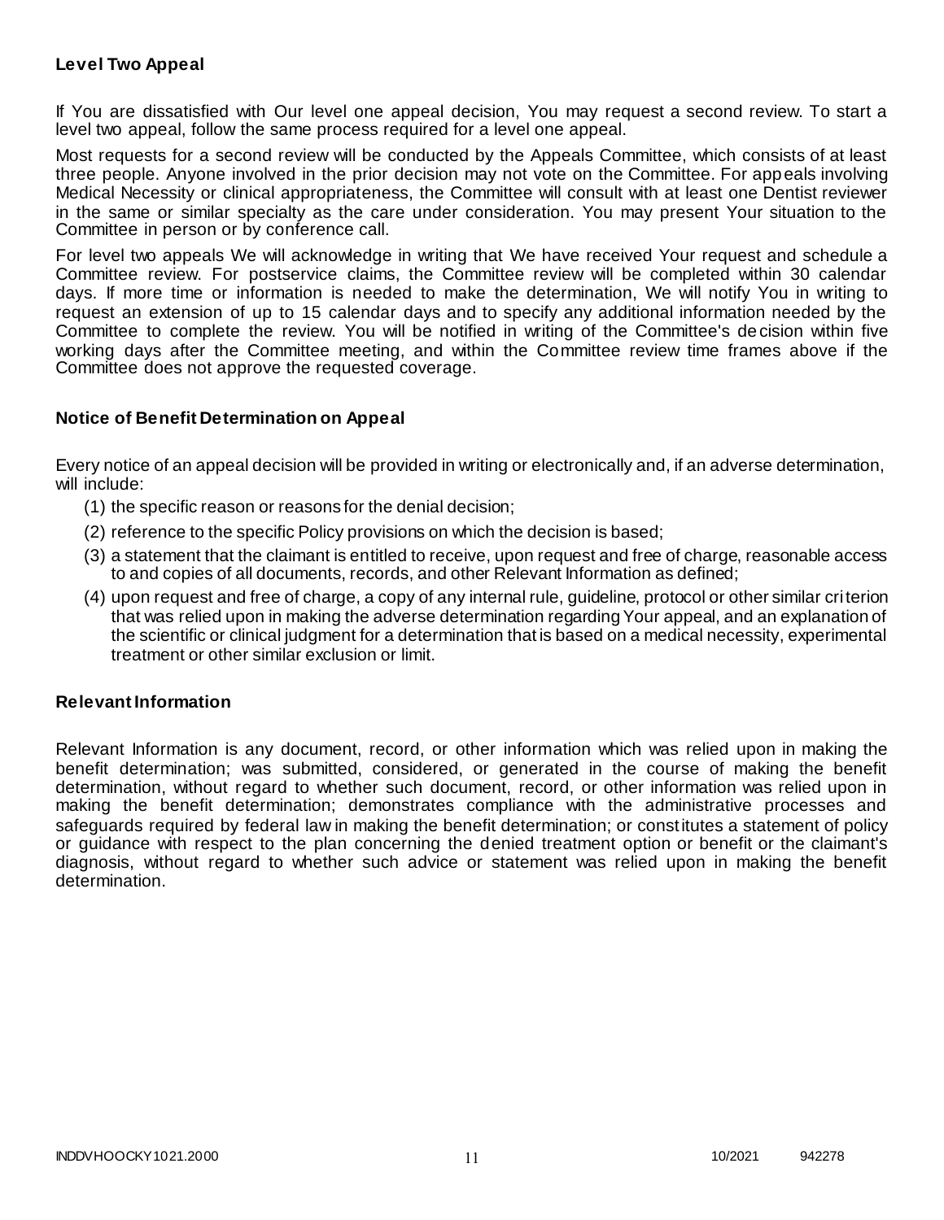### Level Two Appeal

If You are dissatisfied with Our level one appeal decision, You may request a second review. To start a level two appeal, follow the same process required for a level one appeal.

Most requests for a second review will be conducted by the Appeals Committee, which consists of at least three people. Anyone involved in the prior decision may not vote on the Committee. For appeals involving Medical Necessity or clinical appropriateness, the Committee will consult with at least one Dentist reviewer in the same or similar specialty as the care under consideration. You may present Your situation to the Committee in person or by conference call.

For level two appeals We will acknowledge in writing that We have received Your request and schedule a Committee review. For postservice claims, the Committee review will be completed within 30 calendar days. If more time or information is needed to make the determination, We will notify You in writing to request an extension of up to 15 calendar days and to specify any additional information needed by the Committee to complete the review. You will be notified in writing of the Committee's decision within five working days after the Committee meeting, and within the Committee review time frames above if the Committee does not approve the requested coverage.

### Notice of Benefit Determination on Appeal

Every notice of an appeal decision will be provided in writing or electronically and, if an adverse determination, will include:

(1) the specific reason or reasons for the denial decision;

(2) reference to the specific Policy provisions on which the decision is based;

(3) a statement that the claimant is entitled to receive, upon request and free of charge, reasonable access to and copies of all documents, records, and other Relevant Information as defined;

(4) upon request and free of charge, a copy of any internal rule, guideline, protocol or other similar criterion that was relied upon in making the adverse determination regarding Your appeal, and an explanation of the scientific or clinical judgment for a determination that is based on a medical necessity, experimental treatment or other similar exclusion or limit.

### Relevant Information

Relevant Information is any document, record, or other information which was relied upon in making the benefit determination; was submitted, considered, or generated in the course of making the benefit determination, without regard to whether such document, record, or other information was relied upon in making the benefit determination; demonstrates compliance with the administrative processes and safeguards required by federal law in making the benefit determination; or constitutes a statement of policy or guidance with respect to the plan concerning the denied treatment option or benefit or the claimant's diagnosis, without regard to whether such advice or statement was relied upon in making the benefit determination.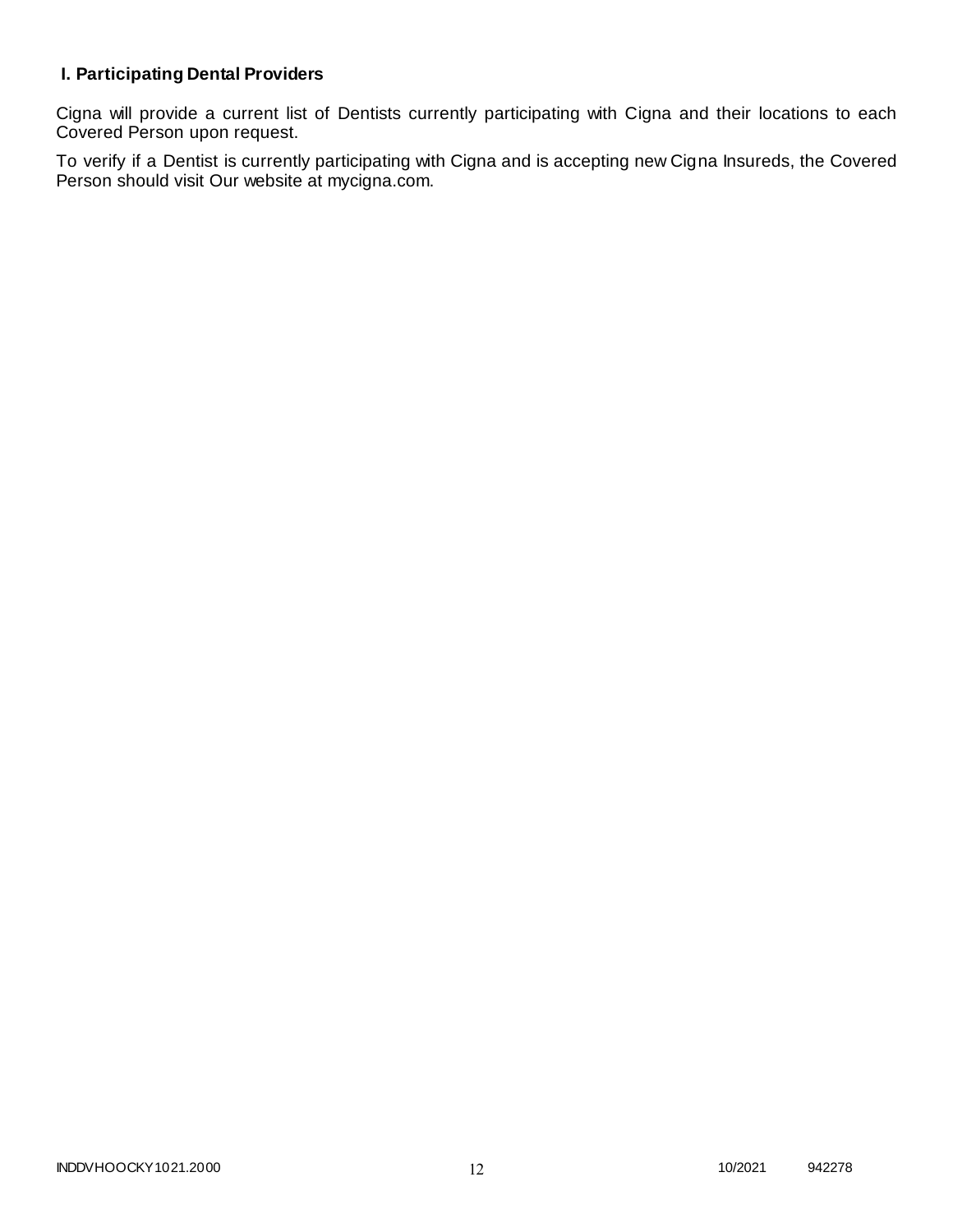## I. Participating Dental Providers

Cigna will provide a current list of Dentists currently participating with Cigna and their locations to each Covered Person upon request.

To verify if a Dentist is currently participating with Cigna and is accepting new Cigna Insureds, the Covered Person should visit Our website at mycigna.com.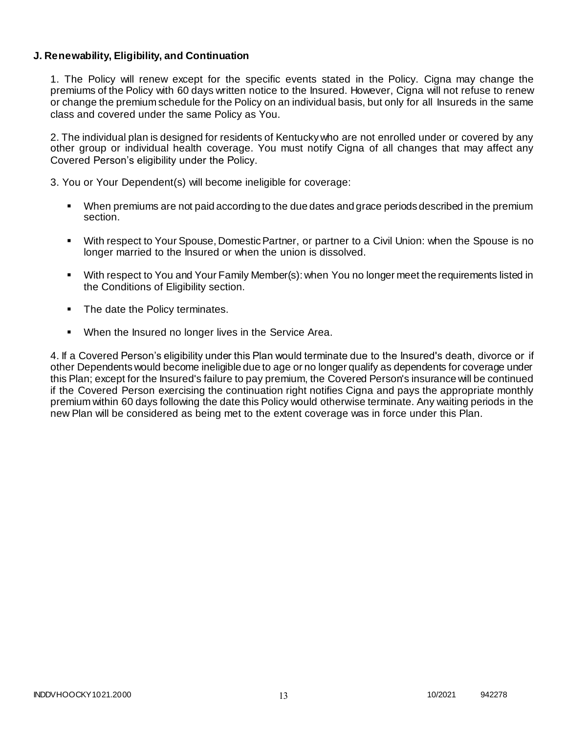**J. Renewability, Eligibility, and Continuation**

1. The Policy will renew except for the specific events stated in the Policy. Cigna may change the premiums of the Policy with 60 days written notice to the Insured. However, Cigna will not refuse to renew or change the premium schedule for the Policy on an individual basis, but only for all Insureds in the same class and covered under the same Policy as You.

2. The individual plan is designed for residents of Kentucky who are not enrolled under or covered by any other group or individual health coverage. You must notify Cigna of all changes that may affect any Covered Person's eligibility under the Policy.

3. You or Your Dependent(s) will become ineligible for coverage:

- When premiums are not paid according to the due dates and grace periods described in the premium section.
- With respect to Your Spouse, Domestic Partner, or partner to a Civil Union: when the Spouse is no longer married to the Insured or when the union is dissolved.
- With respect to You and Your Family Member(s): when You no longer meet the requirements listed in the Conditions of Eligibility section.
- The date the Policy terminates.
- When the Insured no longer lives in the Service Area.

4. If a Covered Person's eligibility under this Plan would terminate due to the Insured's death, divorce or if other Dependents would become ineligible due to age or no longer qualify as dependents for coverage under this Plan; except for the Insured's failure to pay premium, the Covered Person's insurance will be continued if the Covered Person exercising the continuation right notifies Cigna and pays the appropriate monthly premium within 60 days following the date this Policy would otherwise terminate. Any waiting periods in the new Plan will be considered as being met to the extent coverage was in force under this Plan.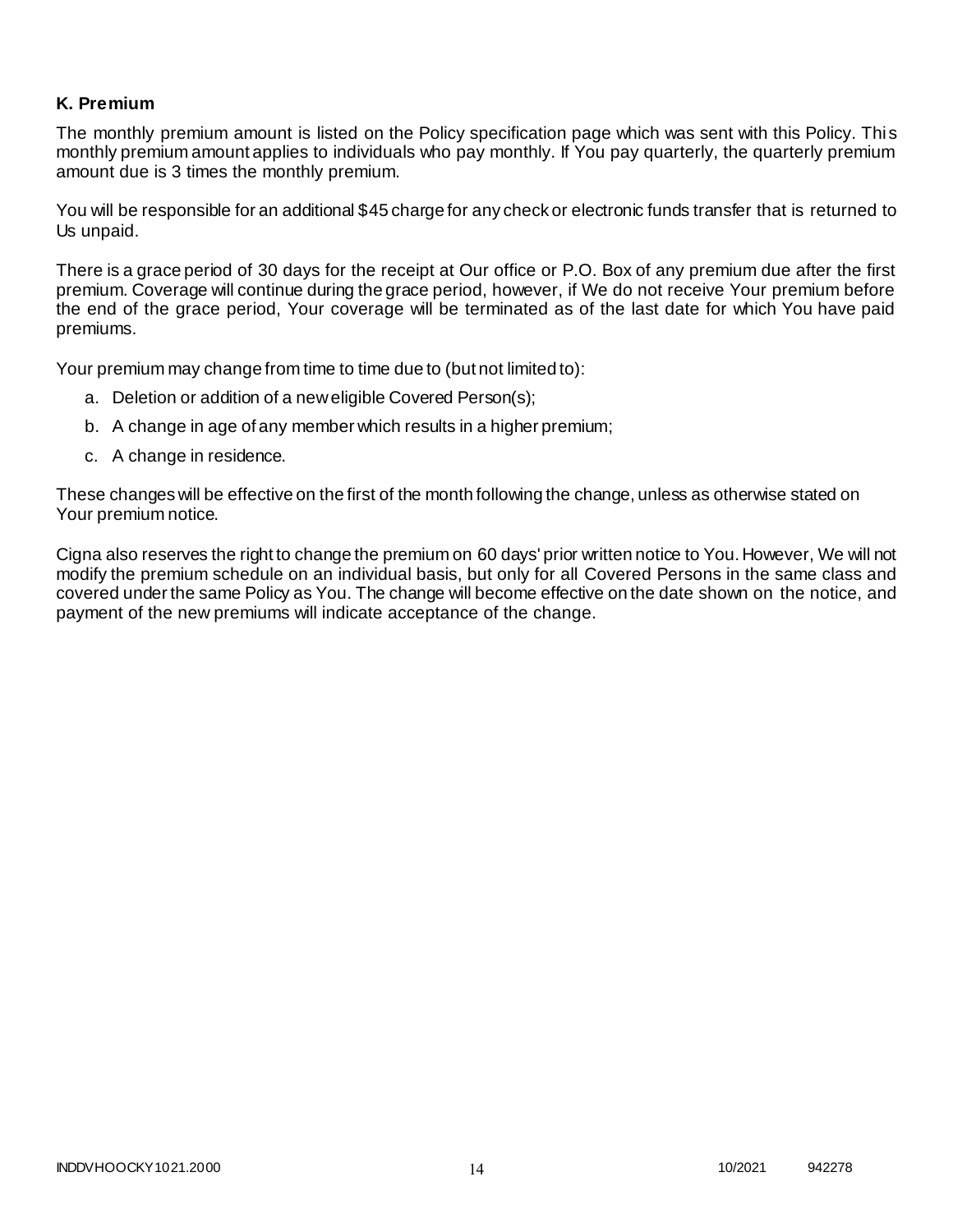### K. Premium

The monthly premium amount is listed on the Policy specification page which was sent with this Policy. This monthly premium amount applies to individuals who pay monthly. If You pay quarterly, the quarterly premium amount due is 3 times the monthly premium.

You will be responsible for an additional $45 charge for any check or electronic funds transfer that is returned to Us unpaid.

There is a grace period of 30 days for the receipt at Our office or P.O. Box of any premium due after the first premium. Coverage will continue during the grace period, however, if We do not receive Your premium before the end of the grace period, Your coverage will be terminated as of the last date for which You have paid premiums.

Your premium may change from time to time due to (but not limited to):

a. Deletion or addition of a new eligible Covered Person(s);

b. A change in age of any member which results in a higher premium;

c. A change in residence.

These changes will be effective on the first of the month following the change, unless as otherwise stated on Your premium notice.

Cigna also reserves the right to change the premium on 60 days' prior written notice to You. However, We will not modify the premium schedule on an individual basis, but only for all Covered Persons in the same class and covered under the same Policy as You. The change will become effective on the date shown on the notice, and payment of the new premiums will indicate acceptance of the change.